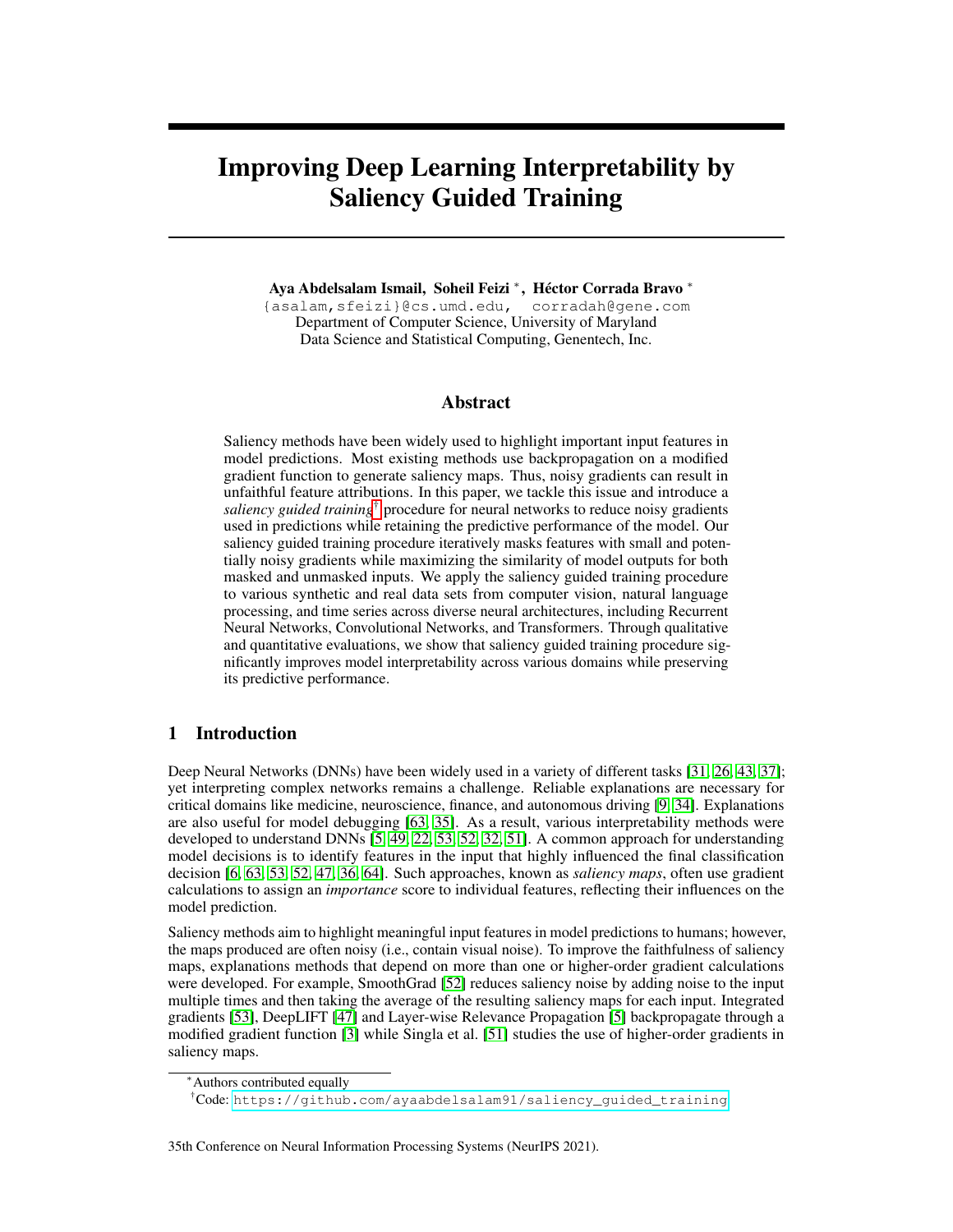# Improving Deep Learning Interpretability by Saliency Guided Training

**Aya Abdelsalam Ismail, Soheil Feizi [*], Héctor Corrada Bravo [*]**
{asalam,sfeizi}@cs.umd.edu, corradah@gene.com
Department of Computer Science, University of Maryland
Data Science and Statistical Computing, Genentech, Inc.

## Abstract

Saliency methods have been widely used to highlight important input features in model predictions. Most existing methods use backpropagation on a modified gradient function to generate saliency maps. Thus, noisy gradients can result in unfaithful feature attributions. In this paper, we tackle this issue and introduce a *saliency guided training*[†] procedure for neural networks to reduce noisy gradients used in predictions while retaining the predictive performance of the model. Our saliency guided training procedure iteratively masks features with small and potentially noisy gradients while maximizing the similarity of model outputs for both masked and unmasked inputs. We apply the saliency guided training procedure to various synthetic and real data sets from computer vision, natural language processing, and time series across diverse neural architectures, including Recurrent Neural Networks, Convolutional Networks, and Transformers. Through qualitative and quantitative evaluations, we show that saliency guided training procedure significantly improves model interpretability across various domains while preserving its predictive performance.

## 1 Introduction

Deep Neural Networks (DNNs) have been widely used in a variety of different tasks [31, 26, 43, 37]; yet interpreting complex networks remains a challenge. Reliable explanations are necessary for critical domains like medicine, neuroscience, finance, and autonomous driving [9, 34]. Explanations are also useful for model debugging [63, 35]. As a result, various interpretability methods were developed to understand DNNs [5, 49, 22, 53, 52, 32, 51]. A common approach for understanding model decisions is to identify features in the input that highly influenced the final classification decision [6, 63, 53, 52, 47, 36, 64]. Such approaches, known as *saliency maps*, often use gradient calculations to assign an *importance* score to individual features, reflecting their influences on the model prediction.

Saliency methods aim to highlight meaningful input features in model predictions to humans; however, the maps produced are often noisy (i.e., contain visual noise). To improve the faithfulness of saliency maps, explanations methods that depend on more than one or higher-order gradient calculations were developed. For example, SmoothGrad [52] reduces saliency noise by adding noise to the input multiple times and then taking the average of the resulting saliency maps for each input. Integrated gradients [53], DeepLIFT [47] and Layer-wise Relevance Propagation [5] backpropagate through a modified gradient function [3] while Singla et al. [51] studies the use of higher-order gradients in saliency maps.

[*] Authors contributed equally

[†] Code: https://github.com/ayaabdelsalam91/saliency_guided_training

35th Conference on Neural Information Processing Systems (NeurIPS 2021).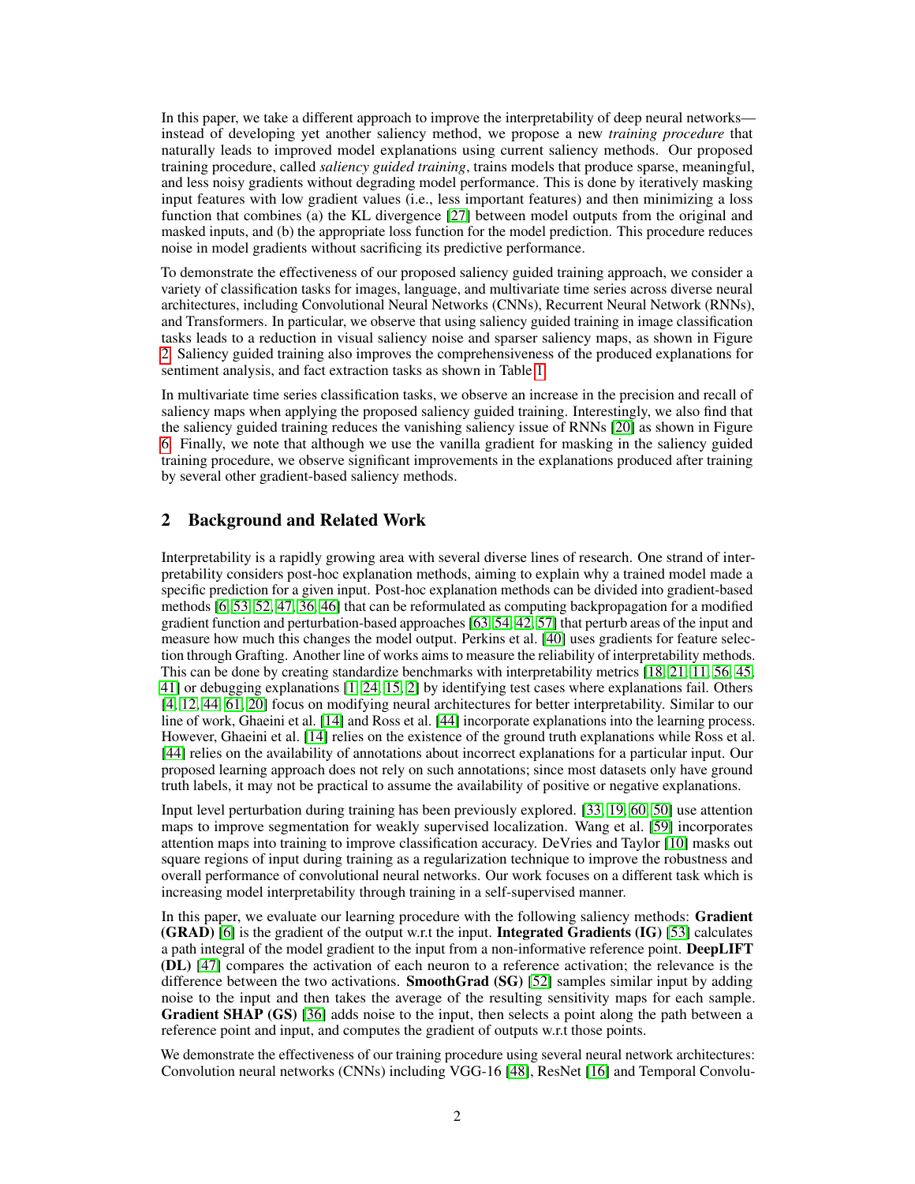In this paper, we take a different approach to improve the interpretability of deep neural networks—instead of developing yet another saliency method, we propose a new *training procedure* that naturally leads to improved model explanations using current saliency methods. Our proposed training procedure, called *saliency guided training*, trains models that produce sparse, meaningful, and less noisy gradients without degrading model performance. This is done by iteratively masking input features with low gradient values (i.e., less important features) and then minimizing a loss function that combines (a) the KL divergence [27] between model outputs from the original and masked inputs, and (b) the appropriate loss function for the model prediction. This procedure reduces noise in model gradients without sacrificing its predictive performance.

To demonstrate the effectiveness of our proposed saliency guided training approach, we consider a variety of classification tasks for images, language, and multivariate time series across diverse neural architectures, including Convolutional Neural Networks (CNNs), Recurrent Neural Network (RNNs), and Transformers. In particular, we observe that using saliency guided training in image classification tasks leads to a reduction in visual saliency noise and sparser saliency maps, as shown in Figure 2. Saliency guided training also improves the comprehensiveness of the produced explanations for sentiment analysis, and fact extraction tasks as shown in Table 1.

In multivariate time series classification tasks, we observe an increase in the precision and recall of saliency maps when applying the proposed saliency guided training. Interestingly, we also find that the saliency guided training reduces the vanishing saliency issue of RNNs [20] as shown in Figure 6. Finally, we note that although we use the vanilla gradient for masking in the saliency guided training procedure, we observe significant improvements in the explanations produced after training by several other gradient-based saliency methods.

## 2 Background and Related Work

Interpretability is a rapidly growing area with several diverse lines of research. One strand of interpretability considers post-hoc explanation methods, aiming to explain why a trained model made a specific prediction for a given input. Post-hoc explanation methods can be divided into gradient-based methods [6, 53, 52, 47, 36, 46] that can be reformulated as computing backpropagation for a modified gradient function and perturbation-based approaches [63, 54, 42, 57] that perturb areas of the input and measure how much this changes the model output. Perkins et al. [40] uses gradients for feature selection through Grafting. Another line of works aims to measure the reliability of interpretability methods. This can be done by creating standardize benchmarks with interpretability metrics [18, 21, 11, 56, 45, 41] or debugging explanations [1, 24, 15, 2] by identifying test cases where explanations fail. Others [4, 12, 44, 61, 20] focus on modifying neural architectures for better interpretability. Similar to our line of work, Ghaeini et al. [14] and Ross et al. [44] incorporate explanations into the learning process. However, Ghaeini et al. [14] relies on the existence of the ground truth explanations while Ross et al. [44] relies on the availability of annotations about incorrect explanations for a particular input. Our proposed learning approach does not rely on such annotations; since most datasets only have ground truth labels, it may not be practical to assume the availability of positive or negative explanations.

Input level perturbation during training has been previously explored. [33, 19, 60, 50] use attention maps to improve segmentation for weakly supervised localization. Wang et al. [59] incorporates attention maps into training to improve classification accuracy. DeVries and Taylor [10] masks out square regions of input during training as a regularization technique to improve the robustness and overall performance of convolutional neural networks. Our work focuses on a different task which is increasing model interpretability through training in a self-supervised manner.

In this paper, we evaluate our learning procedure with the following saliency methods: **Gradient (GRAD)** [6] is the gradient of the output w.r.t the input. **Integrated Gradients (IG)** [53] calculates a path integral of the model gradient to the input from a non-informative reference point. **DeepLIFT (DL)** [47] compares the activation of each neuron to a reference activation; the relevance is the difference between the two activations. **SmoothGrad (SG)** [52] samples similar input by adding noise to the input and then takes the average of the resulting sensitivity maps for each sample. **Gradient SHAP (GS)** [36] adds noise to the input, then selects a point along the path between a reference point and input, and computes the gradient of outputs w.r.t those points.

We demonstrate the effectiveness of our training procedure using several neural network architectures: Convolution neural networks (CNNs) including VGG-16 [48], ResNet [16] and Temporal Convolu-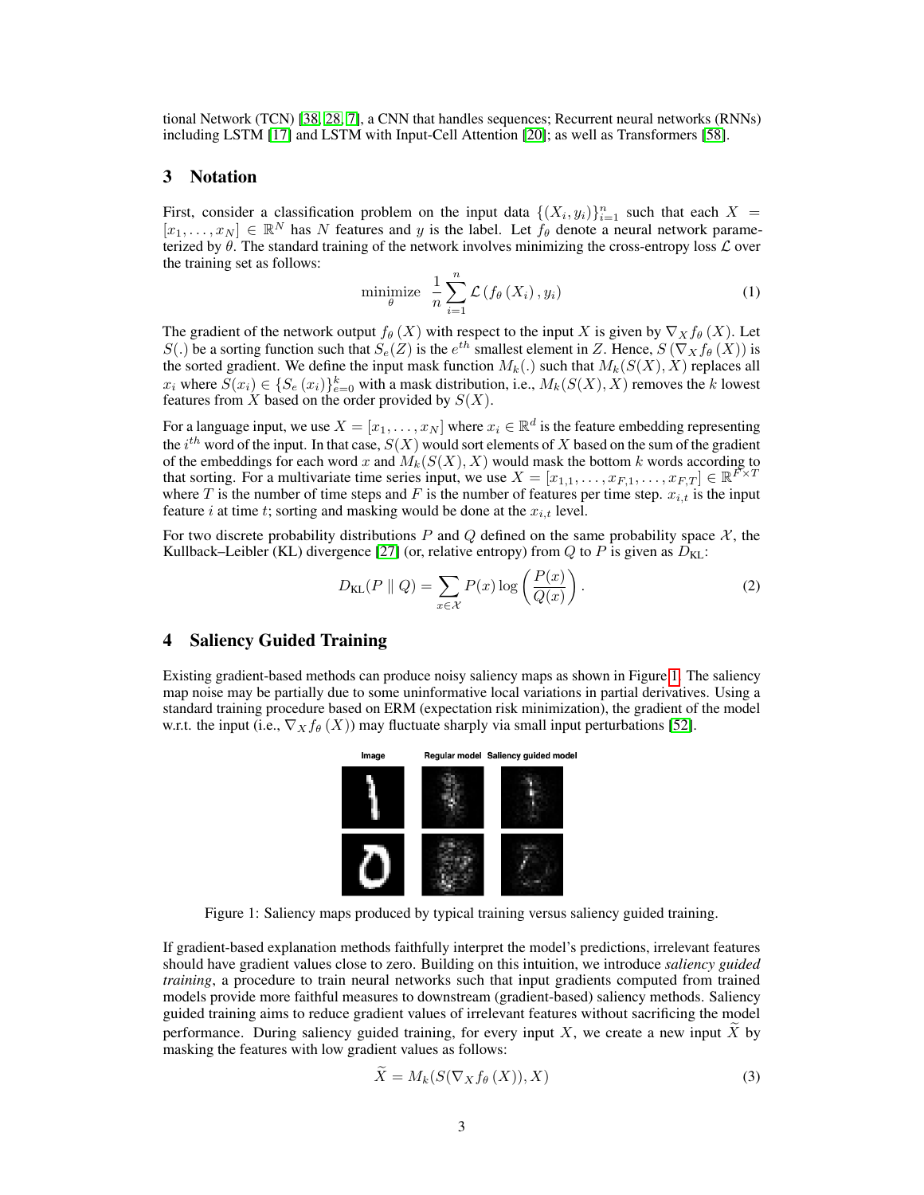tional Network (TCN) [38, 28, 7], a CNN that handles sequences; Recurrent neural networks (RNNs) including LSTM [17] and LSTM with Input-Cell Attention [20]; as well as Transformers [58].

## 3 Notation

First, consider a classification problem on the input data $\{(X_i, y_i)\}_{i=1}^{n}$ such that each $X = [x_1, \dots, x_N] \in \mathbb{R}^N$ has $N$ features and $y$ is the label. Let $f_\theta$ denote a neural network parameterized by $\theta$. The standard training of the network involves minimizing the cross-entropy loss $\mathcal{L}$ over the training set as follows:

$$\underset{\theta}{\text{minimize}} \;\; \frac{1}{n} \sum_{i=1}^{n} \mathcal{L}\left(f_\theta\left(X_i\right), y_i\right) \tag{1}$$

The gradient of the network output $f_\theta(X)$ with respect to the input $X$ is given by $\nabla_X f_\theta(X)$. Let $S(.)$ be a sorting function such that $S_e(Z)$ is the $e^{th}$ smallest element in $Z$. Hence, $S\left(\nabla_X f_\theta(X)\right)$ is the sorted gradient. We define the input mask function $M_k(.)$ such that $M_k(S(X), X)$ replaces all $x_i$ where $S(x_i) \in \{S_e(x_i)\}_{e=0}^{k}$ with a mask distribution, i.e., $M_k(S(X), X)$ removes the $k$ lowest features from $X$ based on the order provided by $S(X)$.

For a language input, we use $X = [x_1, \dots, x_N]$ where $x_i \in \mathbb{R}^d$ is the feature embedding representing the $i^{th}$ word of the input. In that case, $S(X)$ would sort elements of $X$ based on the sum of the gradient of the embeddings for each word $x$ and $M_k(S(X), X)$ would mask the bottom $k$ words according to that sorting. For a multivariate time series input, we use $X = [x_{1,1}, \dots, x_{F,1}, \dots, x_{F,T}] \in \mathbb{R}^{F \times T}$ where $T$ is the number of time steps and $F$ is the number of features per time step. $x_{i,t}$ is the input feature $i$ at time $t$; sorting and masking would be done at the $x_{i,t}$ level.

For two discrete probability distributions $P$ and $Q$ defined on the same probability space $\mathcal{X}$, the Kullback–Leibler (KL) divergence [27] (or, relative entropy) from $Q$ to $P$ is given as $D_{\text{KL}}$:

$$D_{\text{KL}}(P \parallel Q) = \sum_{x \in \mathcal{X}} P(x) \log\left(\frac{P(x)}{Q(x)}\right). \tag{2}$$

## 4 Saliency Guided Training

Existing gradient-based methods can produce noisy saliency maps as shown in Figure 1. The saliency map noise may be partially due to some uninformative local variations in partial derivatives. Using a standard training procedure based on ERM (expectation risk minimization), the gradient of the model w.r.t. the input (i.e., $\nabla_X f_\theta(X)$) may fluctuate sharply via small input perturbations [52].

Figure 1: Saliency maps produced by typical training versus saliency guided training.

If gradient-based explanation methods faithfully interpret the model's predictions, irrelevant features should have gradient values close to zero. Building on this intuition, we introduce *saliency guided training*, a procedure to train neural networks such that input gradients computed from trained models provide more faithful measures to downstream (gradient-based) saliency methods. Saliency guided training aims to reduce gradient values of irrelevant features without sacrificing the model performance. During saliency guided training, for every input $X$, we create a new input $\widetilde{X}$ by masking the features with low gradient values as follows:

$$\widetilde{X} = M_k(S(\nabla_X f_\theta(X)), X) \tag{3}$$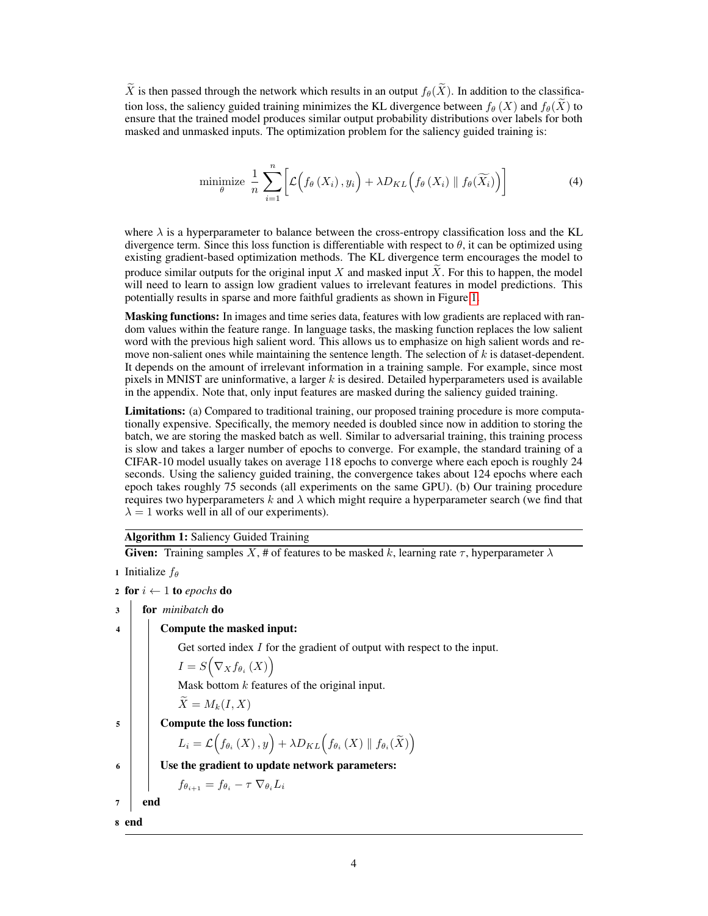$\widetilde{X}$ is then passed through the network which results in an output $f_\theta(\widetilde{X})$. In addition to the classification loss, the saliency guided training minimizes the KL divergence between $f_\theta(X)$ and $f_\theta(\widetilde{X})$ to ensure that the trained model produces similar output probability distributions over labels for both masked and unmasked inputs. The optimization problem for the saliency guided training is:

$$\underset{\theta}{\text{minimize}} \ \frac{1}{n} \sum_{i=1}^{n} \left[ \mathcal{L}\Big(f_\theta(X_i), y_i\Big) + \lambda D_{KL}\Big(f_\theta(X_i) \parallel f_\theta(\widetilde{X_i})\Big) \right] \tag{4}$$

where $\lambda$ is a hyperparameter to balance between the cross-entropy classification loss and the KL divergence term. Since this loss function is differentiable with respect to $\theta$, it can be optimized using existing gradient-based optimization methods. The KL divergence term encourages the model to produce similar outputs for the original input $X$ and masked input $\widetilde{X}$. For this to happen, the model will need to learn to assign low gradient values to irrelevant features in model predictions. This potentially results in sparse and more faithful gradients as shown in Figure 1.

**Masking functions:** In images and time series data, features with low gradients are replaced with random values within the feature range. In language tasks, the masking function replaces the low salient word with the previous high salient word. This allows us to emphasize on high salient words and remove non-salient ones while maintaining the sentence length. The selection of $k$ is dataset-dependent. It depends on the amount of irrelevant information in a training sample. For example, since most pixels in MNIST are uninformative, a larger $k$ is desired. Detailed hyperparameters used is available in the appendix. Note that, only input features are masked during the saliency guided training.

**Limitations:** (a) Compared to traditional training, our proposed training procedure is more computationally expensive. Specifically, the memory needed is doubled since now in addition to storing the batch, we are storing the masked batch as well. Similar to adversarial training, this training process is slow and takes a larger number of epochs to converge. For example, the standard training of a CIFAR-10 model usually takes on average 118 epochs to converge where each epoch is roughly 24 seconds. Using the saliency guided training, the convergence takes about 124 epochs where each epoch takes roughly 75 seconds (all experiments on the same GPU). (b) Our training procedure requires two hyperparameters $k$ and $\lambda$ which might require a hyperparameter search (we find that $\lambda = 1$ works well in all of our experiments).

**Algorithm 1:** Saliency Guided Training

**Given:** Training samples $X$, # of features to be masked $k$, learning rate $\tau$, hyperparameter $\lambda$

1. Initialize $f_\theta$
2. **for** $i \leftarrow 1$ **to** *epochs* **do**
3. &nbsp;&nbsp;&nbsp;&nbsp;**for** *minibatch* **do**
4. &nbsp;&nbsp;&nbsp;&nbsp;&nbsp;&nbsp;&nbsp;&nbsp;**Compute the masked input:**
   - Get sorted index $I$ for the gradient of output with respect to the input.
   - $I = S\Big(\nabla_X f_{\theta_i}(X)\Big)$
   - Mask bottom $k$ features of the original input.
   - $\widetilde{X} = M_k(I, X)$
5. &nbsp;&nbsp;&nbsp;&nbsp;&nbsp;&nbsp;&nbsp;&nbsp;**Compute the loss function:**
   - $L_i = \mathcal{L}\Big(f_{\theta_i}(X), y\Big) + \lambda D_{KL}\Big(f_{\theta_i}(X) \parallel f_{\theta_i}(\widetilde{X})\Big)$
6. &nbsp;&nbsp;&nbsp;&nbsp;&nbsp;&nbsp;&nbsp;&nbsp;**Use the gradient to update network parameters:**
   - $f_{\theta_{i+1}} = f_{\theta_i} - \tau \nabla_{\theta_i} L_i$
7. &nbsp;&nbsp;&nbsp;&nbsp;**end**
8. **end**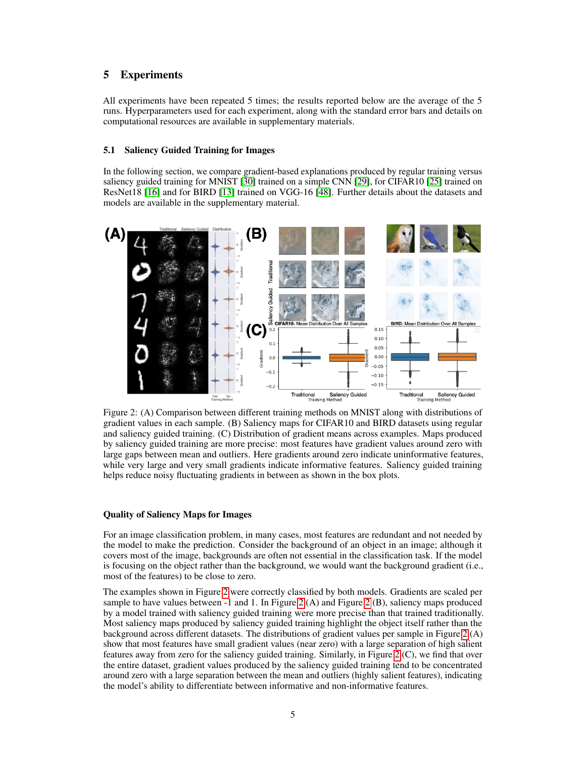## 5 Experiments

All experiments have been repeated 5 times; the results reported below are the average of the 5 runs. Hyperparameters used for each experiment, along with the standard error bars and details on computational resources are available in supplementary materials.

### 5.1 Saliency Guided Training for Images

In the following section, we compare gradient-based explanations produced by regular training versus saliency guided training for MNIST [30] trained on a simple CNN [29], for CIFAR10 [25] trained on ResNet18 [16] and for BIRD [13] trained on VGG-16 [48]. Further details about the datasets and models are available in the supplementary material.

Figure 2: (A) Comparison between different training methods on MNIST along with distributions of gradient values in each sample. (B) Saliency maps for CIFAR10 and BIRD datasets using regular and saliency guided training. (C) Distribution of gradient means across examples. Maps produced by saliency guided training are more precise: most features have gradient values around zero with large gaps between mean and outliers. Here gradients around zero indicate uninformative features, while very large and very small gradients indicate informative features. Saliency guided training helps reduce noisy fluctuating gradients in between as shown in the box plots.

#### Quality of Saliency Maps for Images

For an image classification problem, in many cases, most features are redundant and not needed by the model to make the prediction. Consider the background of an object in an image; although it covers most of the image, backgrounds are often not essential in the classification task. If the model is focusing on the object rather than the background, we would want the background gradient (i.e., most of the features) to be close to zero.

The examples shown in Figure 2 were correctly classified by both models. Gradients are scaled per sample to have values between -1 and 1. In Figure 2 (A) and Figure 2 (B), saliency maps produced by a model trained with saliency guided training were more precise than that trained traditionally. Most saliency maps produced by saliency guided training highlight the object itself rather than the background across different datasets. The distributions of gradient values per sample in Figure 2 (A) show that most features have small gradient values (near zero) with a large separation of high salient features away from zero for the saliency guided training. Similarly, in Figure 2 (C), we find that over the entire dataset, gradient values produced by the saliency guided training tend to be concentrated around zero with a large separation between the mean and outliers (highly salient features), indicating the model's ability to differentiate between informative and non-informative features.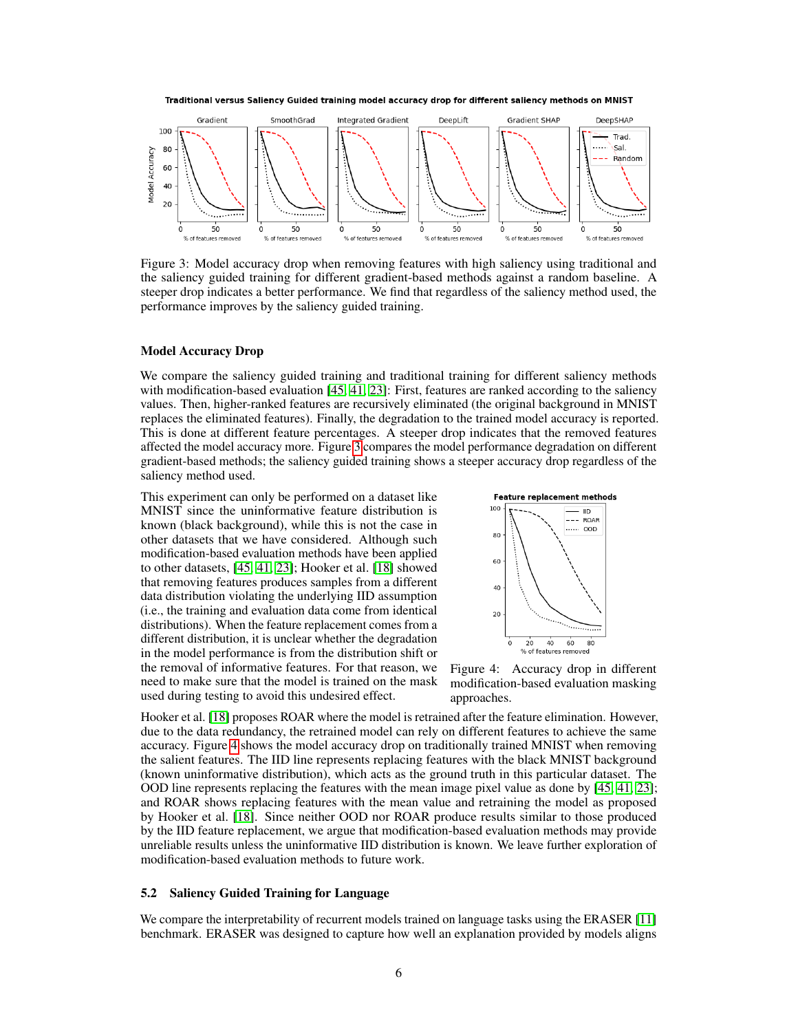Figure 3: Model accuracy drop when removing features with high saliency using traditional and the saliency guided training for different gradient-based methods against a random baseline. A steeper drop indicates a better performance. We find that regardless of the saliency method used, the performance improves by the saliency guided training.

**Model Accuracy Drop**

We compare the saliency guided training and traditional training for different saliency methods with modification-based evaluation [45, 41, 23]: First, features are ranked according to the saliency values. Then, higher-ranked features are recursively eliminated (the original background in MNIST replaces the eliminated features). Finally, the degradation to the trained model accuracy is reported. This is done at different feature percentages. A steeper drop indicates that the removed features affected the model accuracy more. Figure 3 compares the model performance degradation on different gradient-based methods; the saliency guided training shows a steeper accuracy drop regardless of the saliency method used.

This experiment can only be performed on a dataset like MNIST since the uninformative feature distribution is known (black background), while this is not the case in other datasets that we have considered. Although such modification-based evaluation methods have been applied to other datasets, [45, 41, 23]; Hooker et al. [18] showed that removing features produces samples from a different data distribution violating the underlying IID assumption (i.e., the training and evaluation data come from identical distributions). When the feature replacement comes from a different distribution, it is unclear whether the degradation in the model performance is from the distribution shift or the removal of informative features. For that reason, we need to make sure that the model is trained on the mask used during testing to avoid this undesired effect.

Figure 4: Accuracy drop in different modification-based evaluation masking approaches.

Hooker et al. [18] proposes ROAR where the model is retrained after the feature elimination. However, due to the data redundancy, the retrained model can rely on different features to achieve the same accuracy. Figure 4 shows the model accuracy drop on traditionally trained MNIST when removing the salient features. The IID line represents replacing features with the black MNIST background (known uninformative distribution), which acts as the ground truth in this particular dataset. The OOD line represents replacing the features with the mean image pixel value as done by [45, 41, 23]; and ROAR shows replacing features with the mean value and retraining the model as proposed by Hooker et al. [18]. Since neither OOD nor ROAR produce results similar to those produced by the IID feature replacement, we argue that modification-based evaluation methods may provide unreliable results unless the uninformative IID distribution is known. We leave further exploration of modification-based evaluation methods to future work.

### 5.2 Saliency Guided Training for Language

We compare the interpretability of recurrent models trained on language tasks using the ERASER [11] benchmark. ERASER was designed to capture how well an explanation provided by models aligns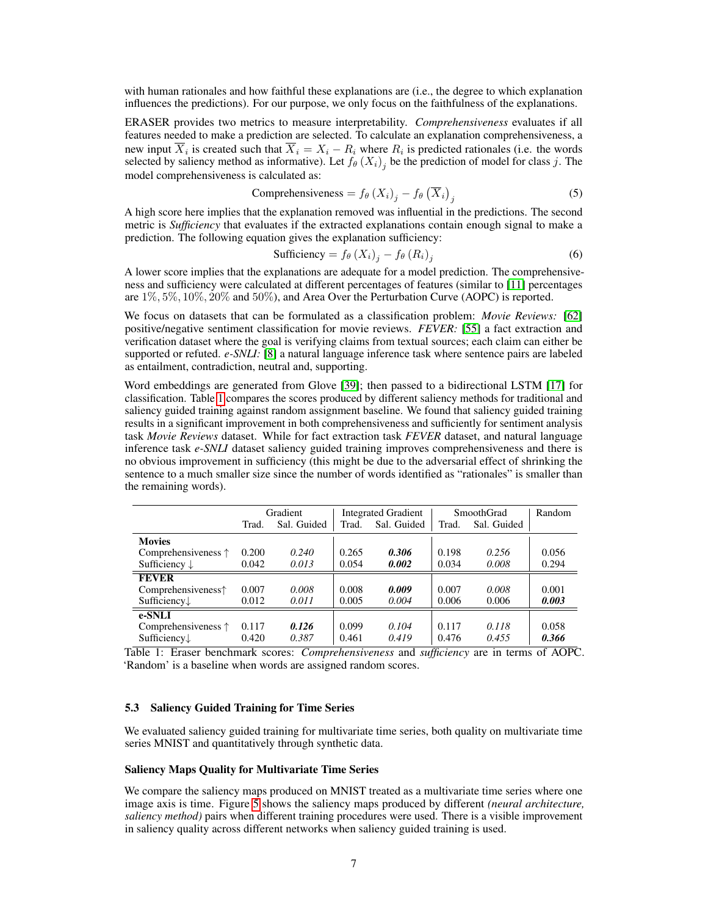with human rationales and how faithful these explanations are (i.e., the degree to which explanation influences the predictions). For our purpose, we only focus on the faithfulness of the explanations.

ERASER provides two metrics to measure interpretability. *Comprehensiveness* evaluates if all features needed to make a prediction are selected. To calculate an explanation comprehensiveness, a new input $\overline{X}_i$ is created such that $\overline{X}_i = X_i - R_i$ where $R_i$ is predicted rationales (i.e. the words selected by saliency method as informative). Let $f_\theta\left(X_i\right)_j$ be the prediction of model for class $j$. The model comprehensiveness is calculated as:

$$\text{Comprehensiveness} = f_\theta\left(X_i\right)_j - f_\theta\left(\overline{X}_i\right)_j \tag{5}$$

A high score here implies that the explanation removed was influential in the predictions. The second metric is *Sufficiency* that evaluates if the extracted explanations contain enough signal to make a prediction. The following equation gives the explanation sufficiency:

$$\text{Sufficiency} = f_\theta\left(X_i\right)_j - f_\theta\left(R_i\right)_j \tag{6}$$

A lower score implies that the explanations are adequate for a model prediction. The comprehensiveness and sufficiency were calculated at different percentages of features (similar to [11] percentages are $1\%, 5\%, 10\%, 20\%$ and $50\%$), and Area Over the Perturbation Curve (AOPC) is reported.

We focus on datasets that can be formulated as a classification problem: *Movie Reviews:* [62] positive/negative sentiment classification for movie reviews. *FEVER:* [55] a fact extraction and verification dataset where the goal is verifying claims from textual sources; each claim can either be supported or refuted. *e-SNLI:* [8] a natural language inference task where sentence pairs are labeled as entailment, contradiction, neutral and, supporting.

Word embeddings are generated from Glove [39]; then passed to a bidirectional LSTM [17] for classification. Table 1 compares the scores produced by different saliency methods for traditional and saliency guided training against random assignment baseline. We found that saliency guided training results in a significant improvement in both comprehensiveness and sufficiently for sentiment analysis task *Movie Reviews* dataset. While for fact extraction task *FEVER* dataset, and natural language inference task *e-SNLI* dataset saliency guided training improves comprehensiveness and there is no obvious improvement in sufficiency (this might be due to the adversarial effect of shrinking the sentence to a much smaller size since the number of words identified as "rationales" is smaller than the remaining words).

| | Gradient | | Integrated Gradient | | SmoothGrad | | Random |
|---|---|---|---|---|---|---|---|
| | Trad. | Sal. Guided | Trad. | Sal. Guided | Trad. | Sal. Guided | |
| **Movies** | | | | | | | |
| Comprehensiveness ↑ | 0.200 | *0.240* | 0.265 | ***0.306*** | 0.198 | *0.256* | 0.056 |
| Sufficiency ↓ | 0.042 | *0.013* | 0.054 | ***0.002*** | 0.034 | *0.008* | 0.294 |
| **FEVER** | | | | | | | |
| Comprehensiveness↑ | 0.007 | *0.008* | 0.008 | ***0.009*** | 0.007 | *0.008* | 0.001 |
| Sufficiency↓ | 0.012 | *0.011* | 0.005 | *0.004* | 0.006 | 0.006 | ***0.003*** |
| **e-SNLI** | | | | | | | |
| Comprehensiveness ↑ | 0.117 | ***0.126*** | 0.099 | *0.104* | 0.117 | *0.118* | 0.058 |
| Sufficiency↓ | 0.420 | *0.387* | 0.461 | *0.419* | 0.476 | *0.455* | ***0.366*** |

Table 1: Eraser benchmark scores: *Comprehensiveness* and *sufficiency* are in terms of AOPC. 'Random' is a baseline when words are assigned random scores.

### 5.3 Saliency Guided Training for Time Series

We evaluated saliency guided training for multivariate time series, both quality on multivariate time series MNIST and quantitatively through synthetic data.

#### Saliency Maps Quality for Multivariate Time Series

We compare the saliency maps produced on MNIST treated as a multivariate time series where one image axis is time. Figure 5 shows the saliency maps produced by different *(neural architecture, saliency method)* pairs when different training procedures were used. There is a visible improvement in saliency quality across different networks when saliency guided training is used.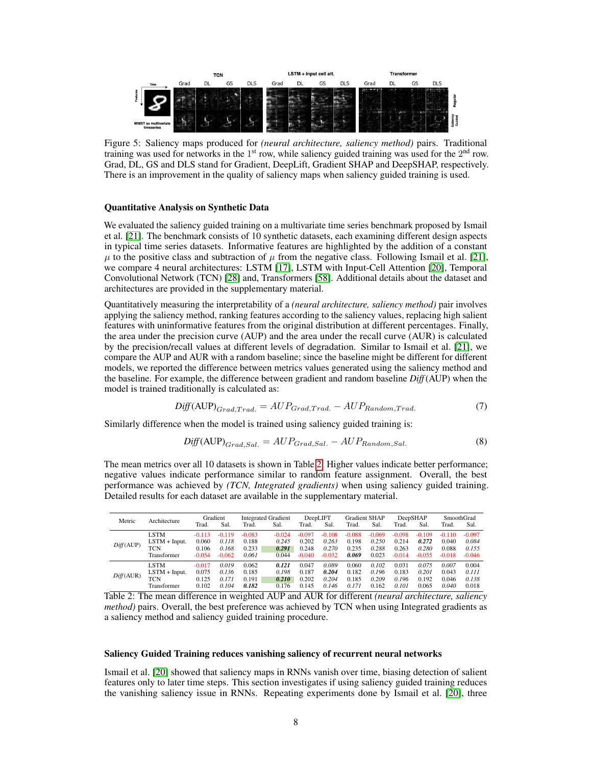Figure 5: Saliency maps produced for *(neural architecture, saliency method)* pairs. Traditional training was used for networks in the 1st row, while saliency guided training was used for the 2nd row. Grad, DL, GS and DLS stand for Gradient, DeepLift, Gradient SHAP and DeepSHAP, respectively. There is an improvement in the quality of saliency maps when saliency guided training is used.

### Quantitative Analysis on Synthetic Data

We evaluated the saliency guided training on a multivariate time series benchmark proposed by Ismail et al. [21]. The benchmark consists of 10 synthetic datasets, each examining different design aspects in typical time series datasets. Informative features are highlighted by the addition of a constant $\mu$ to the positive class and subtraction of $\mu$ from the negative class. Following Ismail et al. [21], we compare 4 neural architectures: LSTM [17], LSTM with Input-Cell Attention [20], Temporal Convolutional Network (TCN) [28] and, Transformers [58]. Additional details about the dataset and architectures are provided in the supplementary material.

Quantitatively measuring the interpretability of a *(neural architecture, saliency method)* pair involves applying the saliency method, ranking features according to the saliency values, replacing high salient features with uninformative features from the original distribution at different percentages. Finally, the area under the precision curve (AUP) and the area under the recall curve (AUR) is calculated by the precision/recall values at different levels of degradation. Similar to Ismail et al. [21], we compare the AUP and AUR with a random baseline; since the baseline might be different for different models, we reported the difference between metrics values generated using the saliency method and the baseline. For example, the difference between gradient and random baseline *Diff*(AUP) when the model is trained traditionally is calculated as:

$$\textit{Diff}(\text{AUP})_{Grad,Trad.} = AUP_{Grad,Trad.} - AUP_{Random,Trad.} \tag{7}$$

Similarly difference when the model is trained using saliency guided training is:

$$\textit{Diff}(\text{AUP})_{Grad,Sal.} = AUP_{Grad,Sal.} - AUP_{Random,Sal.} \tag{8}$$

The mean metrics over all 10 datasets is shown in Table 2. Higher values indicate better performance; negative values indicate performance similar to random feature assignment. Overall, the best performance was achieved by *(TCN, Integrated gradients)* when using saliency guided training. Detailed results for each dataset are available in the supplementary material.

| Metric | Architecture | Gradient | | Integrated Gradient | | DeepLIFT | | Gradient SHAP | | DeepSHAP | | SmoothGrad | |
|---|---|---|---|---|---|---|---|---|---|---|---|---|---|
| | | Trad. | Sal. | Trad. | Sal. | Trad. | Sal. | Trad. | Sal. | Trad. | Sal. | Trad. | Sal. |
| *Diff*(AUP) | LSTM | -0.113 | -0.119 | -0.083 | -0.024 | -0.097 | -0.108 | -0.088 | -0.069 | -0.098 | -0.109 | -0.110 | -0.097 |
| | LSTM + Input. | 0.060 | *0.118* | 0.188 | *0.245* | 0.202 | *0.263* | 0.198 | *0.250* | 0.214 | ***0.272*** | 0.040 | *0.084* |
| | TCN | 0.106 | *0.168* | 0.233 | ***0.291*** | 0.248 | *0.270* | 0.235 | *0.288* | 0.263 | *0.280* | 0.088 | *0.155* |
| | Transformer | -0.054 | -0.062 | *0.061* | 0.044 | -0.040 | -0.032 | ***0.069*** | 0.023 | -0.014 | -0.055 | -0.018 | -0.046 |
| *Diff*(AUR) | LSTM | -0.017 | *0.019* | 0.062 | ***0.121*** | 0.047 | *0.089* | 0.060 | *0.102* | 0.031 | *0.075* | *0.007* | 0.004 |
| | LSTM + Input. | 0.075 | *0.136* | 0.185 | *0.198* | 0.187 | ***0.204*** | 0.182 | *0.196* | 0.183 | *0.201* | 0.043 | *0.111* |
| | TCN | 0.125 | *0.171* | 0.191 | ***0.210*** | 0.202 | *0.204* | 0.185 | *0.209* | *0.196* | 0.192 | 0.046 | *0.138* |
| | Transformer | 0.102 | *0.104* | ***0.182*** | 0.176 | 0.145 | *0.146* | *0.171* | 0.162 | *0.101* | 0.065 | *0.040* | 0.018 |

Table 2: The mean difference in weighted AUP and AUR for different *(neural architecture, saliency method)* pairs. Overall, the best preference was achieved by TCN when using Integrated gradients as a saliency method and saliency guided training procedure.

### Saliency Guided Training reduces vanishing saliency of recurrent neural networks

Ismail et al. [20] showed that saliency maps in RNNs vanish over time, biasing detection of salient features only to later time steps. This section investigates if using saliency guided training reduces the vanishing saliency issue in RNNs. Repeating experiments done by Ismail et al. [20], three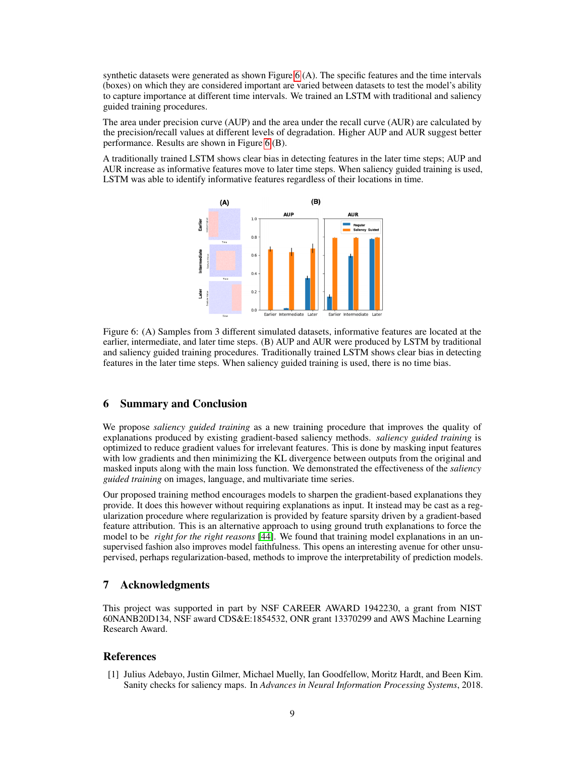synthetic datasets were generated as shown Figure 6 (A). The specific features and the time intervals (boxes) on which they are considered important are varied between datasets to test the model's ability to capture importance at different time intervals. We trained an LSTM with traditional and saliency guided training procedures.

The area under precision curve (AUP) and the area under the recall curve (AUR) are calculated by the precision/recall values at different levels of degradation. Higher AUP and AUR suggest better performance. Results are shown in Figure 6 (B).

A traditionally trained LSTM shows clear bias in detecting features in the later time steps; AUP and AUR increase as informative features move to later time steps. When saliency guided training is used, LSTM was able to identify informative features regardless of their locations in time.

Figure 6: (A) Samples from 3 different simulated datasets, informative features are located at the earlier, intermediate, and later time steps. (B) AUP and AUR were produced by LSTM by traditional and saliency guided training procedures. Traditionally trained LSTM shows clear bias in detecting features in the later time steps. When saliency guided training is used, there is no time bias.

## 6 Summary and Conclusion

We propose *saliency guided training* as a new training procedure that improves the quality of explanations produced by existing gradient-based saliency methods. *saliency guided training* is optimized to reduce gradient values for irrelevant features. This is done by masking input features with low gradients and then minimizing the KL divergence between outputs from the original and masked inputs along with the main loss function. We demonstrated the effectiveness of the *saliency guided training* on images, language, and multivariate time series.

Our proposed training method encourages models to sharpen the gradient-based explanations they provide. It does this however without requiring explanations as input. It instead may be cast as a regularization procedure where regularization is provided by feature sparsity driven by a gradient-based feature attribution. This is an alternative approach to using ground truth explanations to force the model to be *right for the right reasons* [44]. We found that training model explanations in an unsupervised fashion also improves model faithfulness. This opens an interesting avenue for other unsupervised, perhaps regularization-based, methods to improve the interpretability of prediction models.

## 7 Acknowledgments

This project was supported in part by NSF CAREER AWARD 1942230, a grant from NIST 60NANB20D134, NSF award CDS&E:1854532, ONR grant 13370299 and AWS Machine Learning Research Award.

## References

[1] Julius Adebayo, Justin Gilmer, Michael Muelly, Ian Goodfellow, Moritz Hardt, and Been Kim. Sanity checks for saliency maps. In *Advances in Neural Information Processing Systems*, 2018.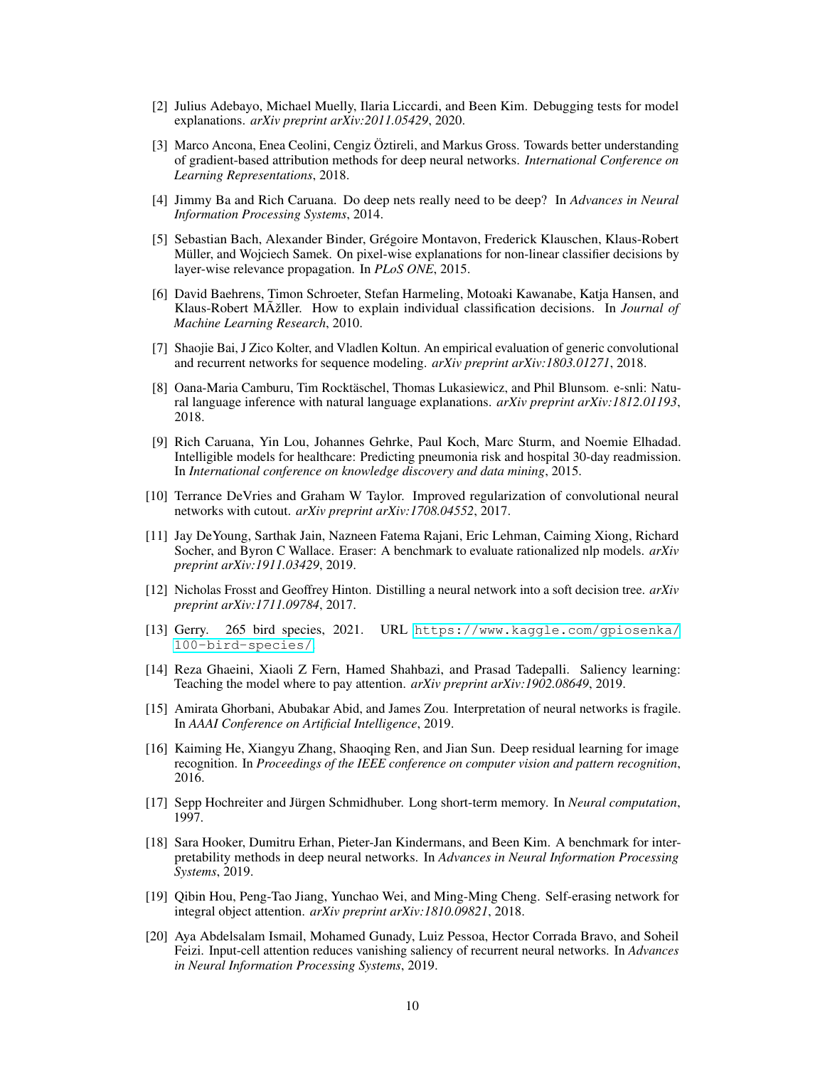[2] Julius Adebayo, Michael Muelly, Ilaria Liccardi, and Been Kim. Debugging tests for model explanations. *arXiv preprint arXiv:2011.05429*, 2020.

[3] Marco Ancona, Enea Ceolini, Cengiz Öztireli, and Markus Gross. Towards better understanding of gradient-based attribution methods for deep neural networks. *International Conference on Learning Representations*, 2018.

[4] Jimmy Ba and Rich Caruana. Do deep nets really need to be deep? In *Advances in Neural Information Processing Systems*, 2014.

[5] Sebastian Bach, Alexander Binder, Grégoire Montavon, Frederick Klauschen, Klaus-Robert Müller, and Wojciech Samek. On pixel-wise explanations for non-linear classifier decisions by layer-wise relevance propagation. In *PLoS ONE*, 2015.

[6] David Baehrens, Timon Schroeter, Stefan Harmeling, Motoaki Kawanabe, Katja Hansen, and Klaus-Robert MÃžller. How to explain individual classification decisions. In *Journal of Machine Learning Research*, 2010.

[7] Shaojie Bai, J Zico Kolter, and Vladlen Koltun. An empirical evaluation of generic convolutional and recurrent networks for sequence modeling. *arXiv preprint arXiv:1803.01271*, 2018.

[8] Oana-Maria Camburu, Tim Rocktäschel, Thomas Lukasiewicz, and Phil Blunsom. e-snli: Natural language inference with natural language explanations. *arXiv preprint arXiv:1812.01193*, 2018.

[9] Rich Caruana, Yin Lou, Johannes Gehrke, Paul Koch, Marc Sturm, and Noemie Elhadad. Intelligible models for healthcare: Predicting pneumonia risk and hospital 30-day readmission. In *International conference on knowledge discovery and data mining*, 2015.

[10] Terrance DeVries and Graham W Taylor. Improved regularization of convolutional neural networks with cutout. *arXiv preprint arXiv:1708.04552*, 2017.

[11] Jay DeYoung, Sarthak Jain, Nazneen Fatema Rajani, Eric Lehman, Caiming Xiong, Richard Socher, and Byron C Wallace. Eraser: A benchmark to evaluate rationalized nlp models. *arXiv preprint arXiv:1911.03429*, 2019.

[12] Nicholas Frosst and Geoffrey Hinton. Distilling a neural network into a soft decision tree. *arXiv preprint arXiv:1711.09784*, 2017.

[13] Gerry. 265 bird species, 2021. URL https://www.kaggle.com/gpiosenka/100-bird-species/.

[14] Reza Ghaeini, Xiaoli Z Fern, Hamed Shahbazi, and Prasad Tadepalli. Saliency learning: Teaching the model where to pay attention. *arXiv preprint arXiv:1902.08649*, 2019.

[15] Amirata Ghorbani, Abubakar Abid, and James Zou. Interpretation of neural networks is fragile. In *AAAI Conference on Artificial Intelligence*, 2019.

[16] Kaiming He, Xiangyu Zhang, Shaoqing Ren, and Jian Sun. Deep residual learning for image recognition. In *Proceedings of the IEEE conference on computer vision and pattern recognition*, 2016.

[17] Sepp Hochreiter and Jürgen Schmidhuber. Long short-term memory. In *Neural computation*, 1997.

[18] Sara Hooker, Dumitru Erhan, Pieter-Jan Kindermans, and Been Kim. A benchmark for interpretability methods in deep neural networks. In *Advances in Neural Information Processing Systems*, 2019.

[19] Qibin Hou, Peng-Tao Jiang, Yunchao Wei, and Ming-Ming Cheng. Self-erasing network for integral object attention. *arXiv preprint arXiv:1810.09821*, 2018.

[20] Aya Abdelsalam Ismail, Mohamed Gunady, Luiz Pessoa, Hector Corrada Bravo, and Soheil Feizi. Input-cell attention reduces vanishing saliency of recurrent neural networks. In *Advances in Neural Information Processing Systems*, 2019.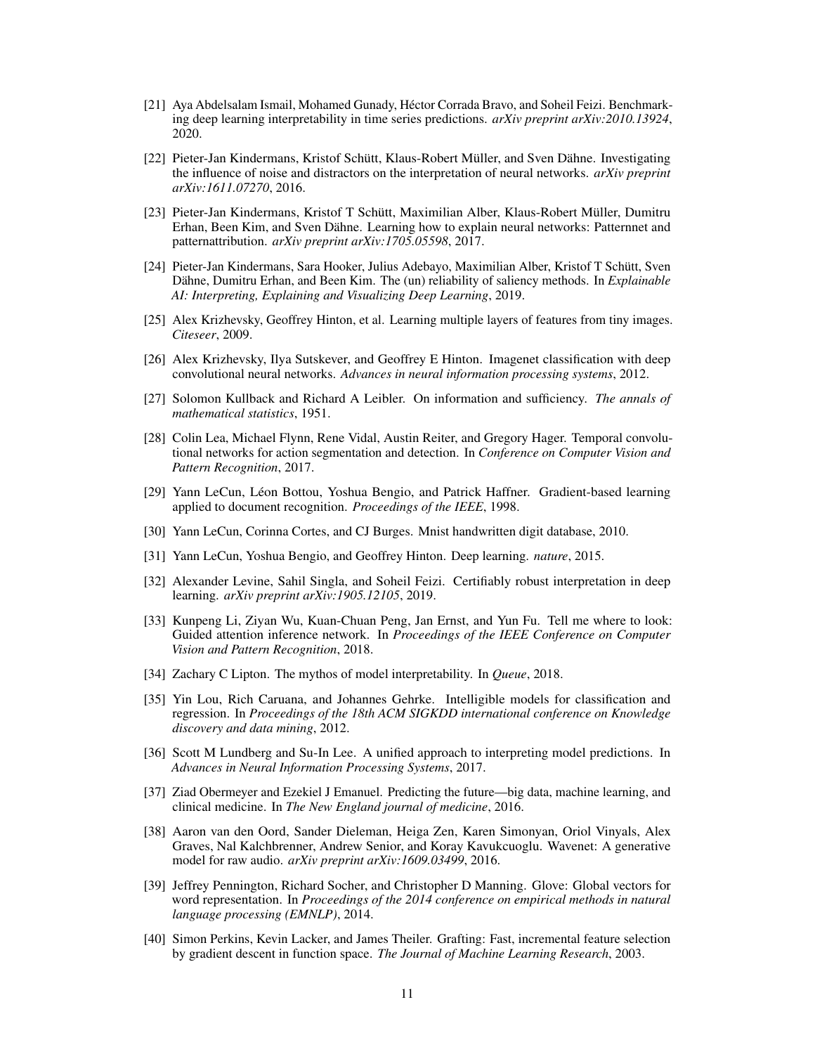[21] Aya Abdelsalam Ismail, Mohamed Gunady, Héctor Corrada Bravo, and Soheil Feizi. Benchmarking deep learning interpretability in time series predictions. *arXiv preprint arXiv:2010.13924*, 2020.

[22] Pieter-Jan Kindermans, Kristof Schütt, Klaus-Robert Müller, and Sven Dähne. Investigating the influence of noise and distractors on the interpretation of neural networks. *arXiv preprint arXiv:1611.07270*, 2016.

[23] Pieter-Jan Kindermans, Kristof T Schütt, Maximilian Alber, Klaus-Robert Müller, Dumitru Erhan, Been Kim, and Sven Dähne. Learning how to explain neural networks: Patternnet and patternattribution. *arXiv preprint arXiv:1705.05598*, 2017.

[24] Pieter-Jan Kindermans, Sara Hooker, Julius Adebayo, Maximilian Alber, Kristof T Schütt, Sven Dähne, Dumitru Erhan, and Been Kim. The (un) reliability of saliency methods. In *Explainable AI: Interpreting, Explaining and Visualizing Deep Learning*, 2019.

[25] Alex Krizhevsky, Geoffrey Hinton, et al. Learning multiple layers of features from tiny images. *Citeseer*, 2009.

[26] Alex Krizhevsky, Ilya Sutskever, and Geoffrey E Hinton. Imagenet classification with deep convolutional neural networks. *Advances in neural information processing systems*, 2012.

[27] Solomon Kullback and Richard A Leibler. On information and sufficiency. *The annals of mathematical statistics*, 1951.

[28] Colin Lea, Michael Flynn, Rene Vidal, Austin Reiter, and Gregory Hager. Temporal convolutional networks for action segmentation and detection. In *Conference on Computer Vision and Pattern Recognition*, 2017.

[29] Yann LeCun, Léon Bottou, Yoshua Bengio, and Patrick Haffner. Gradient-based learning applied to document recognition. *Proceedings of the IEEE*, 1998.

[30] Yann LeCun, Corinna Cortes, and CJ Burges. Mnist handwritten digit database, 2010.

[31] Yann LeCun, Yoshua Bengio, and Geoffrey Hinton. Deep learning. *nature*, 2015.

[32] Alexander Levine, Sahil Singla, and Soheil Feizi. Certifiably robust interpretation in deep learning. *arXiv preprint arXiv:1905.12105*, 2019.

[33] Kunpeng Li, Ziyan Wu, Kuan-Chuan Peng, Jan Ernst, and Yun Fu. Tell me where to look: Guided attention inference network. In *Proceedings of the IEEE Conference on Computer Vision and Pattern Recognition*, 2018.

[34] Zachary C Lipton. The mythos of model interpretability. In *Queue*, 2018.

[35] Yin Lou, Rich Caruana, and Johannes Gehrke. Intelligible models for classification and regression. In *Proceedings of the 18th ACM SIGKDD international conference on Knowledge discovery and data mining*, 2012.

[36] Scott M Lundberg and Su-In Lee. A unified approach to interpreting model predictions. In *Advances in Neural Information Processing Systems*, 2017.

[37] Ziad Obermeyer and Ezekiel J Emanuel. Predicting the future—big data, machine learning, and clinical medicine. In *The New England journal of medicine*, 2016.

[38] Aaron van den Oord, Sander Dieleman, Heiga Zen, Karen Simonyan, Oriol Vinyals, Alex Graves, Nal Kalchbrenner, Andrew Senior, and Koray Kavukcuoglu. Wavenet: A generative model for raw audio. *arXiv preprint arXiv:1609.03499*, 2016.

[39] Jeffrey Pennington, Richard Socher, and Christopher D Manning. Glove: Global vectors for word representation. In *Proceedings of the 2014 conference on empirical methods in natural language processing (EMNLP)*, 2014.

[40] Simon Perkins, Kevin Lacker, and James Theiler. Grafting: Fast, incremental feature selection by gradient descent in function space. *The Journal of Machine Learning Research*, 2003.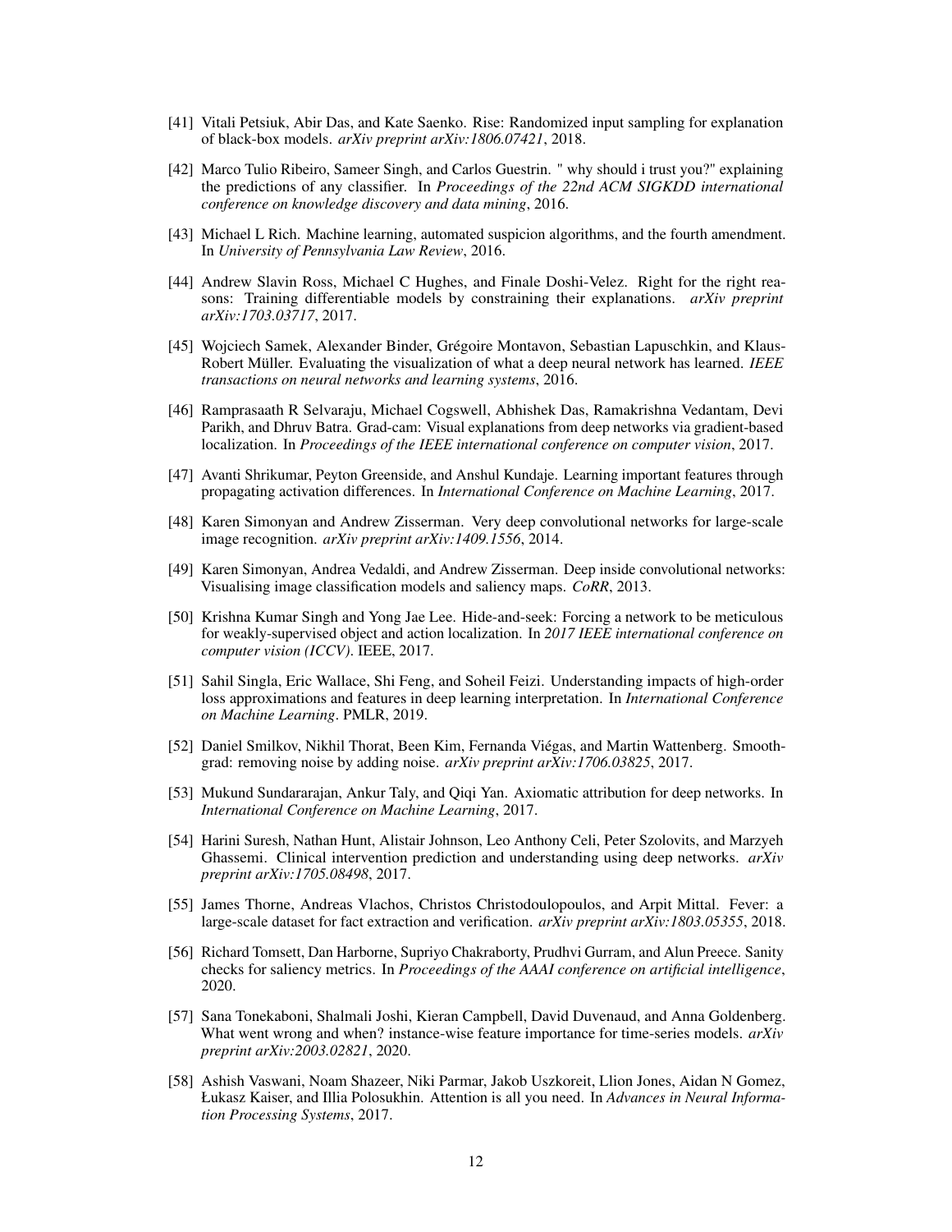[41] Vitali Petsiuk, Abir Das, and Kate Saenko. Rise: Randomized input sampling for explanation of black-box models. *arXiv preprint arXiv:1806.07421*, 2018.

[42] Marco Tulio Ribeiro, Sameer Singh, and Carlos Guestrin. " why should i trust you?" explaining the predictions of any classifier. In *Proceedings of the 22nd ACM SIGKDD international conference on knowledge discovery and data mining*, 2016.

[43] Michael L Rich. Machine learning, automated suspicion algorithms, and the fourth amendment. In *University of Pennsylvania Law Review*, 2016.

[44] Andrew Slavin Ross, Michael C Hughes, and Finale Doshi-Velez. Right for the right reasons: Training differentiable models by constraining their explanations. *arXiv preprint arXiv:1703.03717*, 2017.

[45] Wojciech Samek, Alexander Binder, Grégoire Montavon, Sebastian Lapuschkin, and Klaus-Robert Müller. Evaluating the visualization of what a deep neural network has learned. *IEEE transactions on neural networks and learning systems*, 2016.

[46] Ramprasaath R Selvaraju, Michael Cogswell, Abhishek Das, Ramakrishna Vedantam, Devi Parikh, and Dhruv Batra. Grad-cam: Visual explanations from deep networks via gradient-based localization. In *Proceedings of the IEEE international conference on computer vision*, 2017.

[47] Avanti Shrikumar, Peyton Greenside, and Anshul Kundaje. Learning important features through propagating activation differences. In *International Conference on Machine Learning*, 2017.

[48] Karen Simonyan and Andrew Zisserman. Very deep convolutional networks for large-scale image recognition. *arXiv preprint arXiv:1409.1556*, 2014.

[49] Karen Simonyan, Andrea Vedaldi, and Andrew Zisserman. Deep inside convolutional networks: Visualising image classification models and saliency maps. *CoRR*, 2013.

[50] Krishna Kumar Singh and Yong Jae Lee. Hide-and-seek: Forcing a network to be meticulous for weakly-supervised object and action localization. In *2017 IEEE international conference on computer vision (ICCV)*. IEEE, 2017.

[51] Sahil Singla, Eric Wallace, Shi Feng, and Soheil Feizi. Understanding impacts of high-order loss approximations and features in deep learning interpretation. In *International Conference on Machine Learning*. PMLR, 2019.

[52] Daniel Smilkov, Nikhil Thorat, Been Kim, Fernanda Viégas, and Martin Wattenberg. Smooth-grad: removing noise by adding noise. *arXiv preprint arXiv:1706.03825*, 2017.

[53] Mukund Sundararajan, Ankur Taly, and Qiqi Yan. Axiomatic attribution for deep networks. In *International Conference on Machine Learning*, 2017.

[54] Harini Suresh, Nathan Hunt, Alistair Johnson, Leo Anthony Celi, Peter Szolovits, and Marzyeh Ghassemi. Clinical intervention prediction and understanding using deep networks. *arXiv preprint arXiv:1705.08498*, 2017.

[55] James Thorne, Andreas Vlachos, Christos Christodoulopoulos, and Arpit Mittal. Fever: a large-scale dataset for fact extraction and verification. *arXiv preprint arXiv:1803.05355*, 2018.

[56] Richard Tomsett, Dan Harborne, Supriyo Chakraborty, Prudhvi Gurram, and Alun Preece. Sanity checks for saliency metrics. In *Proceedings of the AAAI conference on artificial intelligence*, 2020.

[57] Sana Tonekaboni, Shalmali Joshi, Kieran Campbell, David Duvenaud, and Anna Goldenberg. What went wrong and when? instance-wise feature importance for time-series models. *arXiv preprint arXiv:2003.02821*, 2020.

[58] Ashish Vaswani, Noam Shazeer, Niki Parmar, Jakob Uszkoreit, Llion Jones, Aidan N Gomez, Łukasz Kaiser, and Illia Polosukhin. Attention is all you need. In *Advances in Neural Information Processing Systems*, 2017.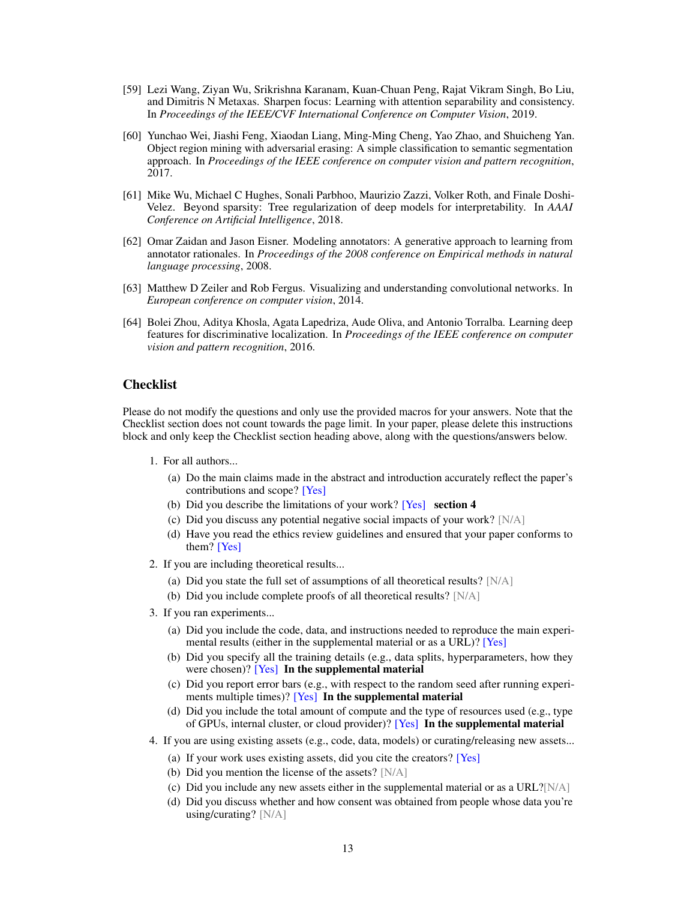[59] Lezi Wang, Ziyan Wu, Srikrishna Karanam, Kuan-Chuan Peng, Rajat Vikram Singh, Bo Liu, and Dimitris N Metaxas. Sharpen focus: Learning with attention separability and consistency. In *Proceedings of the IEEE/CVF International Conference on Computer Vision*, 2019.

[60] Yunchao Wei, Jiashi Feng, Xiaodan Liang, Ming-Ming Cheng, Yao Zhao, and Shuicheng Yan. Object region mining with adversarial erasing: A simple classification to semantic segmentation approach. In *Proceedings of the IEEE conference on computer vision and pattern recognition*, 2017.

[61] Mike Wu, Michael C Hughes, Sonali Parbhoo, Maurizio Zazzi, Volker Roth, and Finale Doshi-Velez. Beyond sparsity: Tree regularization of deep models for interpretability. In *AAAI Conference on Artificial Intelligence*, 2018.

[62] Omar Zaidan and Jason Eisner. Modeling annotators: A generative approach to learning from annotator rationales. In *Proceedings of the 2008 conference on Empirical methods in natural language processing*, 2008.

[63] Matthew D Zeiler and Rob Fergus. Visualizing and understanding convolutional networks. In *European conference on computer vision*, 2014.

[64] Bolei Zhou, Aditya Khosla, Agata Lapedriza, Aude Oliva, and Antonio Torralba. Learning deep features for discriminative localization. In *Proceedings of the IEEE conference on computer vision and pattern recognition*, 2016.

## Checklist

Please do not modify the questions and only use the provided macros for your answers. Note that the Checklist section does not count towards the page limit. In your paper, please delete this instructions block and only keep the Checklist section heading above, along with the questions/answers below.

1. For all authors...
   (a) Do the main claims made in the abstract and introduction accurately reflect the paper's contributions and scope? [Yes]
   (b) Did you describe the limitations of your work? [Yes] **section 4**
   (c) Did you discuss any potential negative social impacts of your work? [N/A]
   (d) Have you read the ethics review guidelines and ensured that your paper conforms to them? [Yes]
2. If you are including theoretical results...
   (a) Did you state the full set of assumptions of all theoretical results? [N/A]
   (b) Did you include complete proofs of all theoretical results? [N/A]
3. If you ran experiments...
   (a) Did you include the code, data, and instructions needed to reproduce the main experimental results (either in the supplemental material or as a URL)? [Yes]
   (b) Did you specify all the training details (e.g., data splits, hyperparameters, how they were chosen)? [Yes] **In the supplemental material**
   (c) Did you report error bars (e.g., with respect to the random seed after running experiments multiple times)? [Yes] **In the supplemental material**
   (d) Did you include the total amount of compute and the type of resources used (e.g., type of GPUs, internal cluster, or cloud provider)? [Yes] **In the supplemental material**
4. If you are using existing assets (e.g., code, data, models) or curating/releasing new assets...
   (a) If your work uses existing assets, did you cite the creators? [Yes]
   (b) Did you mention the license of the assets? [N/A]
   (c) Did you include any new assets either in the supplemental material or as a URL?[N/A]
   (d) Did you discuss whether and how consent was obtained from people whose data you're using/curating? [N/A]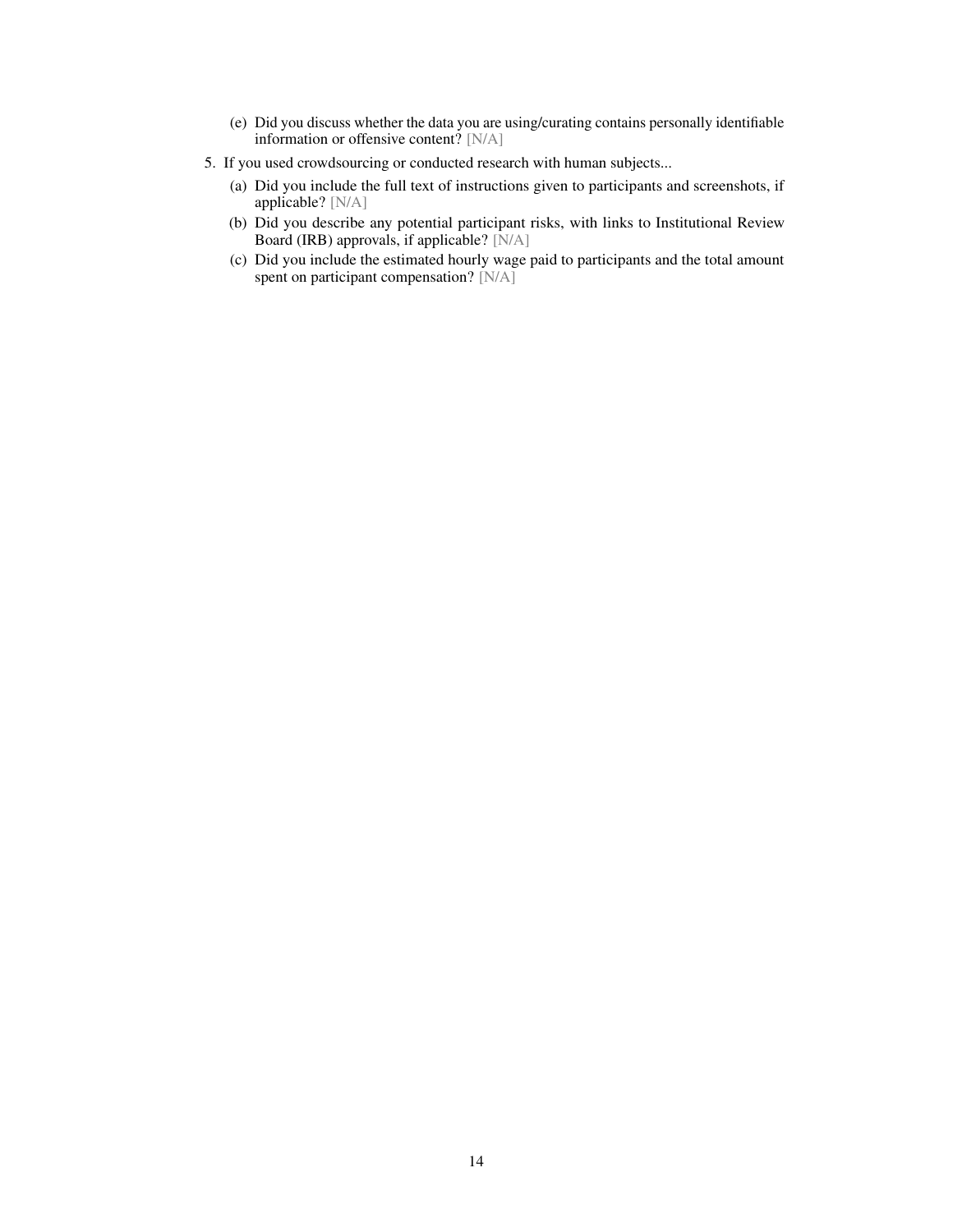(e) Did you discuss whether the data you are using/curating contains personally identifiable information or offensive content? [N/A]

5. If you used crowdsourcing or conducted research with human subjects...
   (a) Did you include the full text of instructions given to participants and screenshots, if applicable? [N/A]
   (b) Did you describe any potential participant risks, with links to Institutional Review Board (IRB) approvals, if applicable? [N/A]
   (c) Did you include the estimated hourly wage paid to participants and the total amount spent on participant compensation? [N/A]